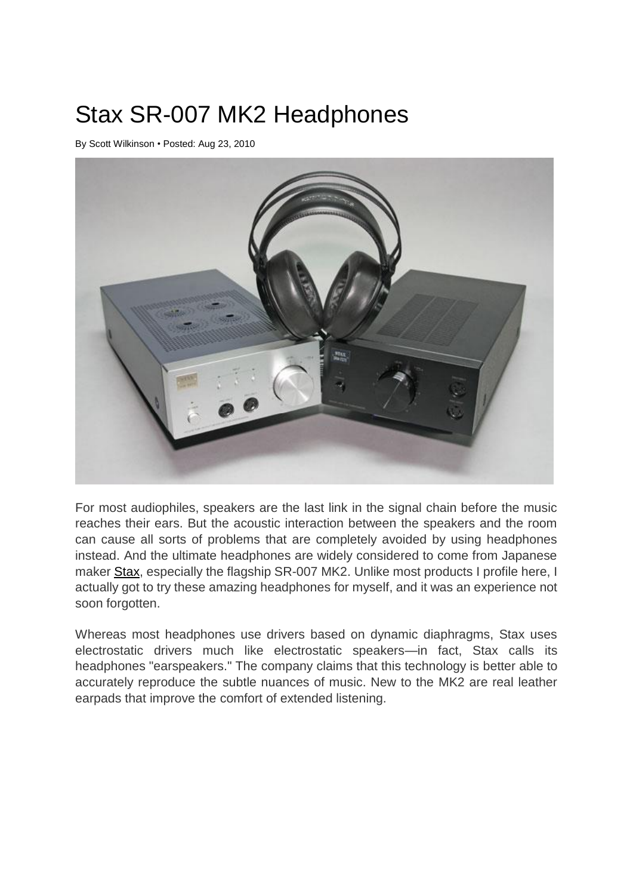# Stax SR-007 MK2 Headphones

By Scott Wilkinson • Posted: Aug 23, 2010

For most audiophiles, speakers are the last link in the signal chain before the music reaches their ears. But the acoustic interaction between the speakers and the room can cause all sorts of problems that are completely avoided by using headphones instead. And the ultimate headphones are widely considered to come from Japanese maker Stax, especially the flagship SR-007 MK2. Unlike most products I profile here, I actually got to try these amazing headphones for myself, and it was an experience not soon forgotten.

Whereas most headphones use drivers based on dynamic diaphragms, Stax uses electrostatic drivers much like electrostatic speakers—in fact, Stax calls its headphones "earspeakers." The company claims that this technology is better able to accurately reproduce the subtle nuances of music. New to the MK2 are real leather earpads that improve the comfort of extended listening.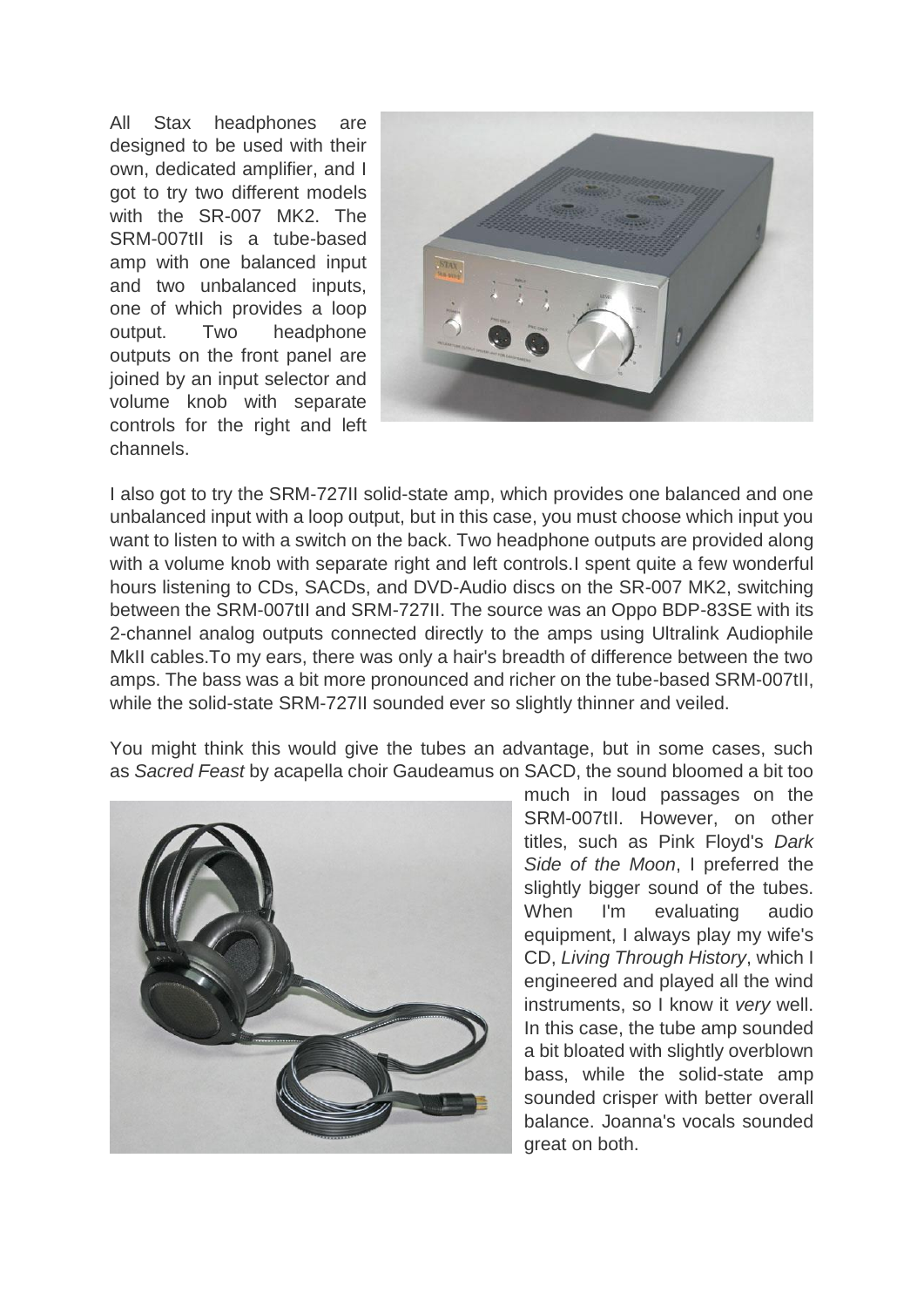All Stax headphones are designed to be used with their own, dedicated amplifier, and I got to try two different models with the SR-007 MK2. The SRM-007tII is a tube-based amp with one balanced input and two unbalanced inputs, one of which provides a loop output. Two headphone outputs on the front panel are joined by an input selector and volume knob with separate controls for the right and left channels.

I also got to try the SRM-727II solid-state amp, which provides one balanced and one unbalanced input with a loop output, but in this case, you must choose which input you want to listen to with a switch on the back. Two headphone outputs are provided along with a volume knob with separate right and left controls.I spent quite a few wonderful hours listening to CDs, SACDs, and DVD-Audio discs on the SR-007 MK2, switching between the SRM-007tII and SRM-727II. The source was an Oppo BDP-83SE with its 2-channel analog outputs connected directly to the amps using Ultralink Audiophile MkII cables.To my ears, there was only a hair's breadth of difference between the two amps. The bass was a bit more pronounced and richer on the tube-based SRM-007tII, while the solid-state SRM-727II sounded ever so slightly thinner and veiled.

You might think this would give the tubes an advantage, but in some cases, such as *Sacred Feast* by acapella choir Gaudeamus on SACD, the sound bloomed a bit too much in loud passages on the SRM-007tII. However, on other titles, such as Pink Floyd's *Dark Side of the Moon*, I preferred the slightly bigger sound of the tubes. When I'm evaluating audio equipment, I always play my wife's CD, *Living Through History*, which I engineered and played all the wind instruments, so I know it *very* well. In this case, the tube amp sounded a bit bloated with slightly overblown bass, while the solid-state amp sounded crisper with better overall balance. Joanna's vocals sounded great on both.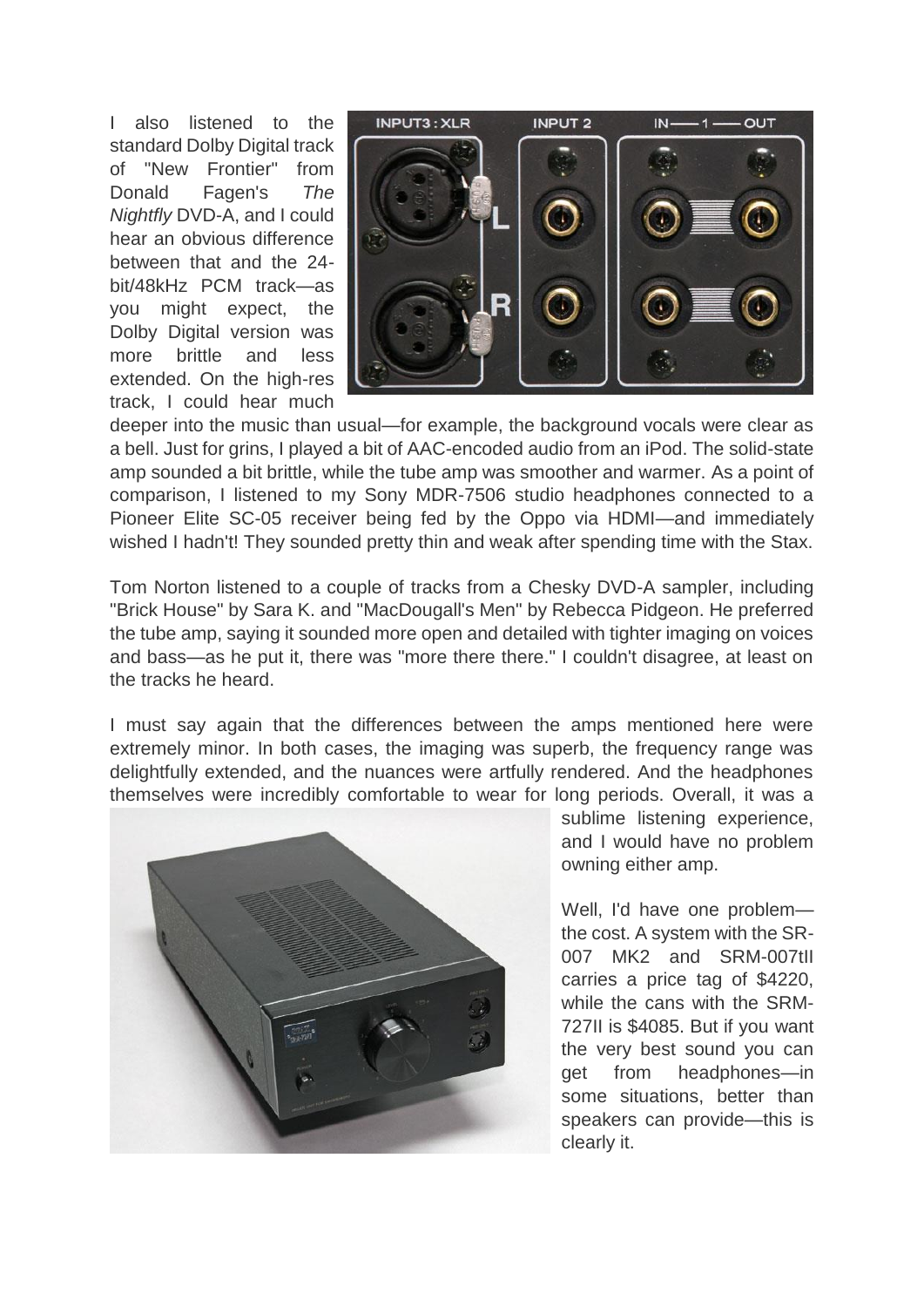I also listened to the standard Dolby Digital track of "New Frontier" from Donald Fagen's *The Nightfly* DVD-A, and I could hear an obvious difference between that and the 24-bit/48kHz PCM track—as you might expect, the Dolby Digital version was more brittle and less extended. On the high-res track, I could hear much deeper into the music than usual—for example, the background vocals were clear as a bell. Just for grins, I played a bit of AAC-encoded audio from an iPod. The solid-state amp sounded a bit brittle, while the tube amp was smoother and warmer. As a point of comparison, I listened to my Sony MDR-7506 studio headphones connected to a Pioneer Elite SC-05 receiver being fed by the Oppo via HDMI—and immediately wished I hadn't! They sounded pretty thin and weak after spending time with the Stax.

Tom Norton listened to a couple of tracks from a Chesky DVD-A sampler, including "Brick House" by Sara K. and "MacDougall's Men" by Rebecca Pidgeon. He preferred the tube amp, saying it sounded more open and detailed with tighter imaging on voices and bass—as he put it, there was "more there there." I couldn't disagree, at least on the tracks he heard.

I must say again that the differences between the amps mentioned here were extremely minor. In both cases, the imaging was superb, the frequency range was delightfully extended, and the nuances were artfully rendered. And the headphones themselves were incredibly comfortable to wear for long periods. Overall, it was a sublime listening experience, and I would have no problem owning either amp.

Well, I'd have one problem—the cost. A system with the SR-007 MK2 and SRM-007tII carries a price tag of $4220, while the cans with the SRM-727II is $4085. But if you want the very best sound you can get from headphones—in some situations, better than speakers can provide—this is clearly it.